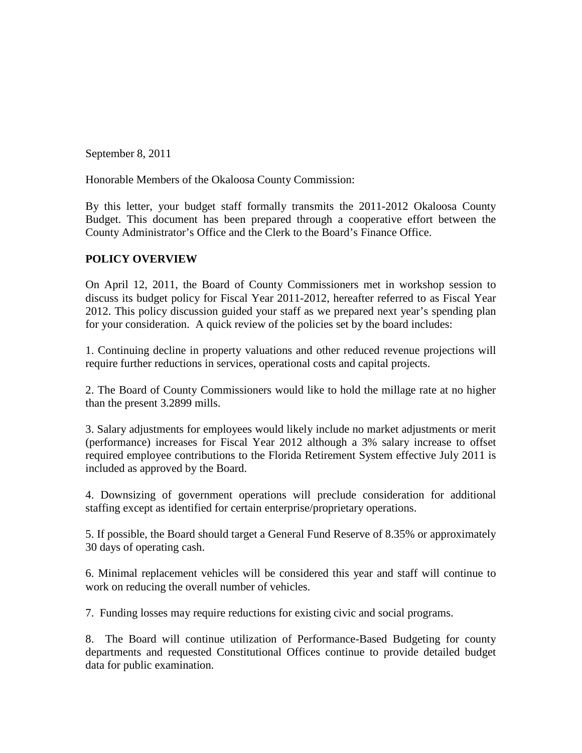September 8, 2011

Honorable Members of the Okaloosa County Commission:

By this letter, your budget staff formally transmits the 2011-2012 Okaloosa County Budget. This document has been prepared through a cooperative effort between the County Administrator's Office and the Clerk to the Board's Finance Office.

## POLICY OVERVIEW

On April 12, 2011, the Board of County Commissioners met in workshop session to discuss its budget policy for Fiscal Year 2011-2012, hereafter referred to as Fiscal Year 2012. This policy discussion guided your staff as we prepared next year's spending plan for your consideration. A quick review of the policies set by the board includes:

1. Continuing decline in property valuations and other reduced revenue projections will require further reductions in services, operational costs and capital projects.

2. The Board of County Commissioners would like to hold the millage rate at no higher than the present 3.2899 mills.

3. Salary adjustments for employees would likely include no market adjustments or merit (performance) increases for Fiscal Year 2012 although a 3% salary increase to offset required employee contributions to the Florida Retirement System effective July 2011 is included as approved by the Board.

4. Downsizing of government operations will preclude consideration for additional staffing except as identified for certain enterprise/proprietary operations.

5. If possible, the Board should target a General Fund Reserve of 8.35% or approximately 30 days of operating cash.

6. Minimal replacement vehicles will be considered this year and staff will continue to work on reducing the overall number of vehicles.

7. Funding losses may require reductions for existing civic and social programs.

8. The Board will continue utilization of Performance-Based Budgeting for county departments and requested Constitutional Offices continue to provide detailed budget data for public examination.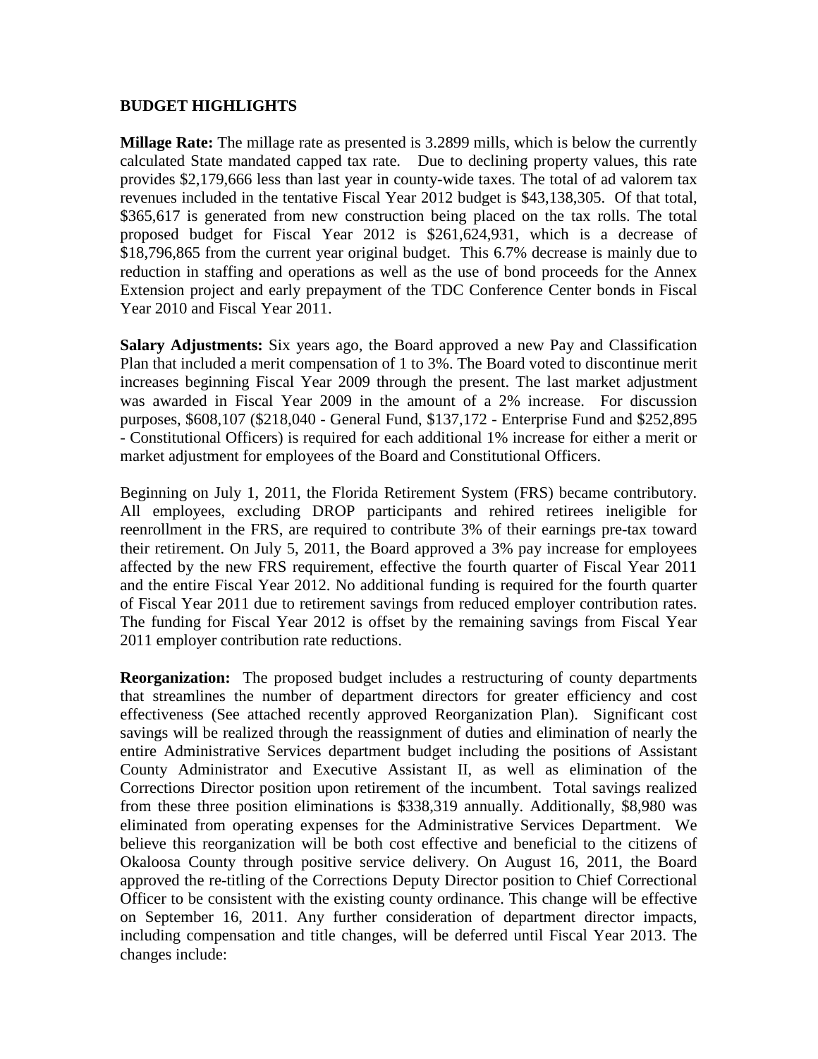## BUDGET HIGHLIGHTS

**Millage Rate:** The millage rate as presented is 3.2899 mills, which is below the currently calculated State mandated capped tax rate. Due to declining property values, this rate provides $2,179,666 less than last year in county-wide taxes. The total of ad valorem tax revenues included in the tentative Fiscal Year 2012 budget is $43,138,305. Of that total, $365,617 is generated from new construction being placed on the tax rolls. The total proposed budget for Fiscal Year 2012 is $261,624,931, which is a decrease of $18,796,865 from the current year original budget. This 6.7% decrease is mainly due to reduction in staffing and operations as well as the use of bond proceeds for the Annex Extension project and early prepayment of the TDC Conference Center bonds in Fiscal Year 2010 and Fiscal Year 2011.

**Salary Adjustments:** Six years ago, the Board approved a new Pay and Classification Plan that included a merit compensation of 1 to 3%. The Board voted to discontinue merit increases beginning Fiscal Year 2009 through the present. The last market adjustment was awarded in Fiscal Year 2009 in the amount of a 2% increase. For discussion purposes, $608,107 ($218,040 - General Fund, $137,172 - Enterprise Fund and $252,895 - Constitutional Officers) is required for each additional 1% increase for either a merit or market adjustment for employees of the Board and Constitutional Officers.

Beginning on July 1, 2011, the Florida Retirement System (FRS) became contributory. All employees, excluding DROP participants and rehired retirees ineligible for reenrollment in the FRS, are required to contribute 3% of their earnings pre-tax toward their retirement. On July 5, 2011, the Board approved a 3% pay increase for employees affected by the new FRS requirement, effective the fourth quarter of Fiscal Year 2011 and the entire Fiscal Year 2012. No additional funding is required for the fourth quarter of Fiscal Year 2011 due to retirement savings from reduced employer contribution rates. The funding for Fiscal Year 2012 is offset by the remaining savings from Fiscal Year 2011 employer contribution rate reductions.

**Reorganization:** The proposed budget includes a restructuring of county departments that streamlines the number of department directors for greater efficiency and cost effectiveness (See attached recently approved Reorganization Plan). Significant cost savings will be realized through the reassignment of duties and elimination of nearly the entire Administrative Services department budget including the positions of Assistant County Administrator and Executive Assistant II, as well as elimination of the Corrections Director position upon retirement of the incumbent. Total savings realized from these three position eliminations is $338,319 annually. Additionally, $8,980 was eliminated from operating expenses for the Administrative Services Department. We believe this reorganization will be both cost effective and beneficial to the citizens of Okaloosa County through positive service delivery. On August 16, 2011, the Board approved the re-titling of the Corrections Deputy Director position to Chief Correctional Officer to be consistent with the existing county ordinance. This change will be effective on September 16, 2011. Any further consideration of department director impacts, including compensation and title changes, will be deferred until Fiscal Year 2013. The changes include: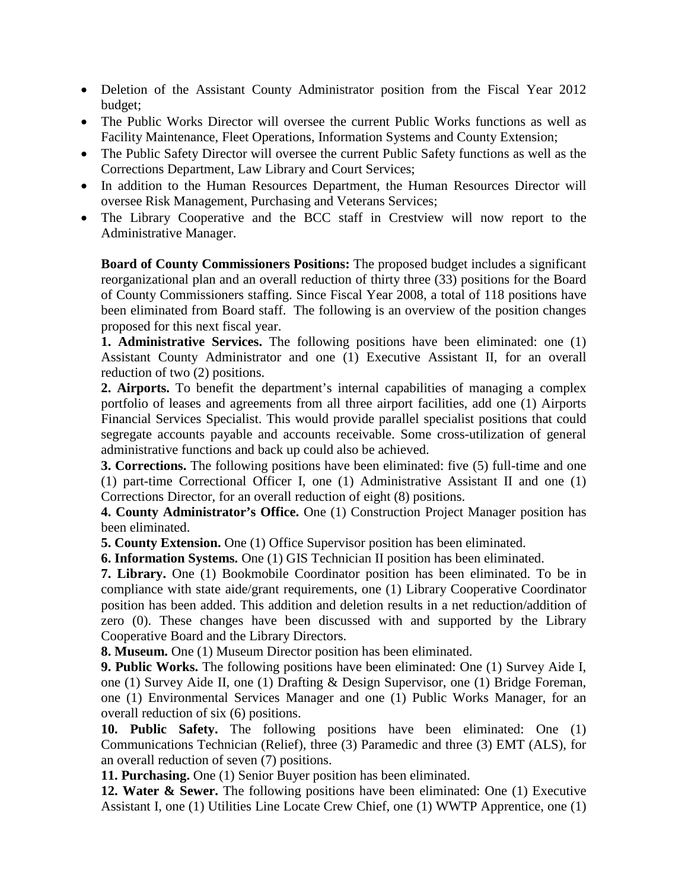- Deletion of the Assistant County Administrator position from the Fiscal Year 2012 budget;
- The Public Works Director will oversee the current Public Works functions as well as Facility Maintenance, Fleet Operations, Information Systems and County Extension;
- The Public Safety Director will oversee the current Public Safety functions as well as the Corrections Department, Law Library and Court Services;
- In addition to the Human Resources Department, the Human Resources Director will oversee Risk Management, Purchasing and Veterans Services;
- The Library Cooperative and the BCC staff in Crestview will now report to the Administrative Manager.

**Board of County Commissioners Positions:** The proposed budget includes a significant reorganizational plan and an overall reduction of thirty three (33) positions for the Board of County Commissioners staffing. Since Fiscal Year 2008, a total of 118 positions have been eliminated from Board staff. The following is an overview of the position changes proposed for this next fiscal year.

**1. Administrative Services.** The following positions have been eliminated: one (1) Assistant County Administrator and one (1) Executive Assistant II, for an overall reduction of two (2) positions.

**2. Airports.** To benefit the department's internal capabilities of managing a complex portfolio of leases and agreements from all three airport facilities, add one (1) Airports Financial Services Specialist. This would provide parallel specialist positions that could segregate accounts payable and accounts receivable. Some cross-utilization of general administrative functions and back up could also be achieved.

**3. Corrections.** The following positions have been eliminated: five (5) full-time and one (1) part-time Correctional Officer I, one (1) Administrative Assistant II and one (1) Corrections Director, for an overall reduction of eight (8) positions.

**4. County Administrator's Office.** One (1) Construction Project Manager position has been eliminated.

**5. County Extension.** One (1) Office Supervisor position has been eliminated.

**6. Information Systems.** One (1) GIS Technician II position has been eliminated.

**7. Library.** One (1) Bookmobile Coordinator position has been eliminated. To be in compliance with state aide/grant requirements, one (1) Library Cooperative Coordinator position has been added. This addition and deletion results in a net reduction/addition of zero (0). These changes have been discussed with and supported by the Library Cooperative Board and the Library Directors.

**8. Museum.** One (1) Museum Director position has been eliminated.

**9. Public Works.** The following positions have been eliminated: One (1) Survey Aide I, one (1) Survey Aide II, one (1) Drafting & Design Supervisor, one (1) Bridge Foreman, one (1) Environmental Services Manager and one (1) Public Works Manager, for an overall reduction of six (6) positions.

**10. Public Safety.** The following positions have been eliminated: One (1) Communications Technician (Relief), three (3) Paramedic and three (3) EMT (ALS), for an overall reduction of seven (7) positions.

**11. Purchasing.** One (1) Senior Buyer position has been eliminated.

**12. Water & Sewer.** The following positions have been eliminated: One (1) Executive Assistant I, one (1) Utilities Line Locate Crew Chief, one (1) WWTP Apprentice, one (1)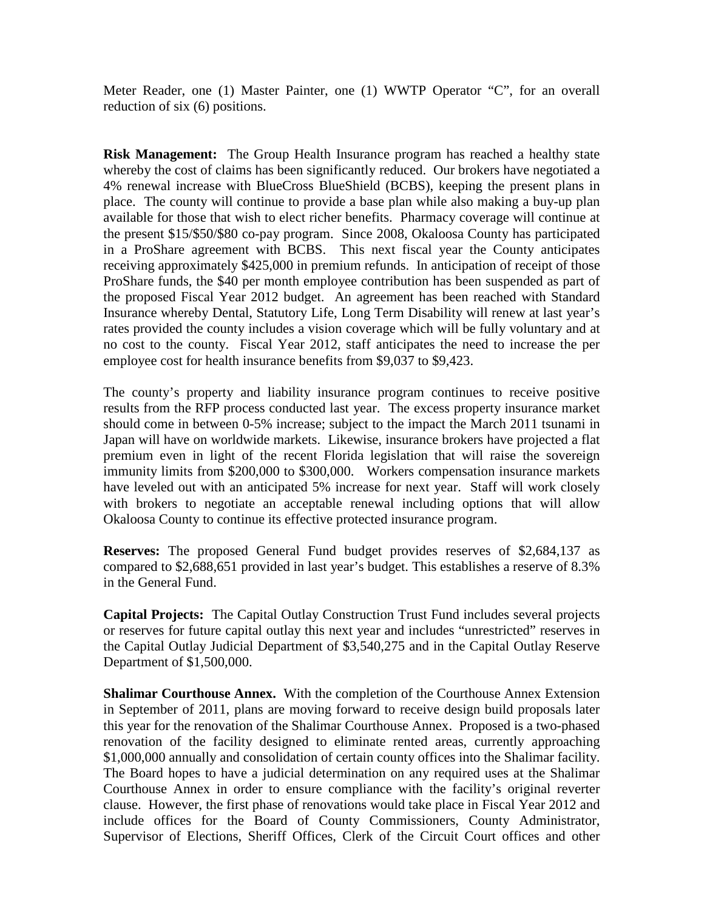Meter Reader, one (1) Master Painter, one (1) WWTP Operator "C", for an overall reduction of six (6) positions.

**Risk Management:** The Group Health Insurance program has reached a healthy state whereby the cost of claims has been significantly reduced. Our brokers have negotiated a 4% renewal increase with BlueCross BlueShield (BCBS), keeping the present plans in place. The county will continue to provide a base plan while also making a buy-up plan available for those that wish to elect richer benefits. Pharmacy coverage will continue at the present $15/$50/$80 co-pay program. Since 2008, Okaloosa County has participated in a ProShare agreement with BCBS. This next fiscal year the County anticipates receiving approximately $425,000 in premium refunds. In anticipation of receipt of those ProShare funds, the $40 per month employee contribution has been suspended as part of the proposed Fiscal Year 2012 budget. An agreement has been reached with Standard Insurance whereby Dental, Statutory Life, Long Term Disability will renew at last year's rates provided the county includes a vision coverage which will be fully voluntary and at no cost to the county. Fiscal Year 2012, staff anticipates the need to increase the per employee cost for health insurance benefits from $9,037 to $9,423.

The county's property and liability insurance program continues to receive positive results from the RFP process conducted last year. The excess property insurance market should come in between 0-5% increase; subject to the impact the March 2011 tsunami in Japan will have on worldwide markets. Likewise, insurance brokers have projected a flat premium even in light of the recent Florida legislation that will raise the sovereign immunity limits from $200,000 to $300,000. Workers compensation insurance markets have leveled out with an anticipated 5% increase for next year. Staff will work closely with brokers to negotiate an acceptable renewal including options that will allow Okaloosa County to continue its effective protected insurance program.

**Reserves:** The proposed General Fund budget provides reserves of $2,684,137 as compared to $2,688,651 provided in last year's budget. This establishes a reserve of 8.3% in the General Fund.

**Capital Projects:** The Capital Outlay Construction Trust Fund includes several projects or reserves for future capital outlay this next year and includes "unrestricted" reserves in the Capital Outlay Judicial Department of $3,540,275 and in the Capital Outlay Reserve Department of $1,500,000.

**Shalimar Courthouse Annex.** With the completion of the Courthouse Annex Extension in September of 2011, plans are moving forward to receive design build proposals later this year for the renovation of the Shalimar Courthouse Annex. Proposed is a two-phased renovation of the facility designed to eliminate rented areas, currently approaching $1,000,000 annually and consolidation of certain county offices into the Shalimar facility. The Board hopes to have a judicial determination on any required uses at the Shalimar Courthouse Annex in order to ensure compliance with the facility's original reverter clause. However, the first phase of renovations would take place in Fiscal Year 2012 and include offices for the Board of County Commissioners, County Administrator, Supervisor of Elections, Sheriff Offices, Clerk of the Circuit Court offices and other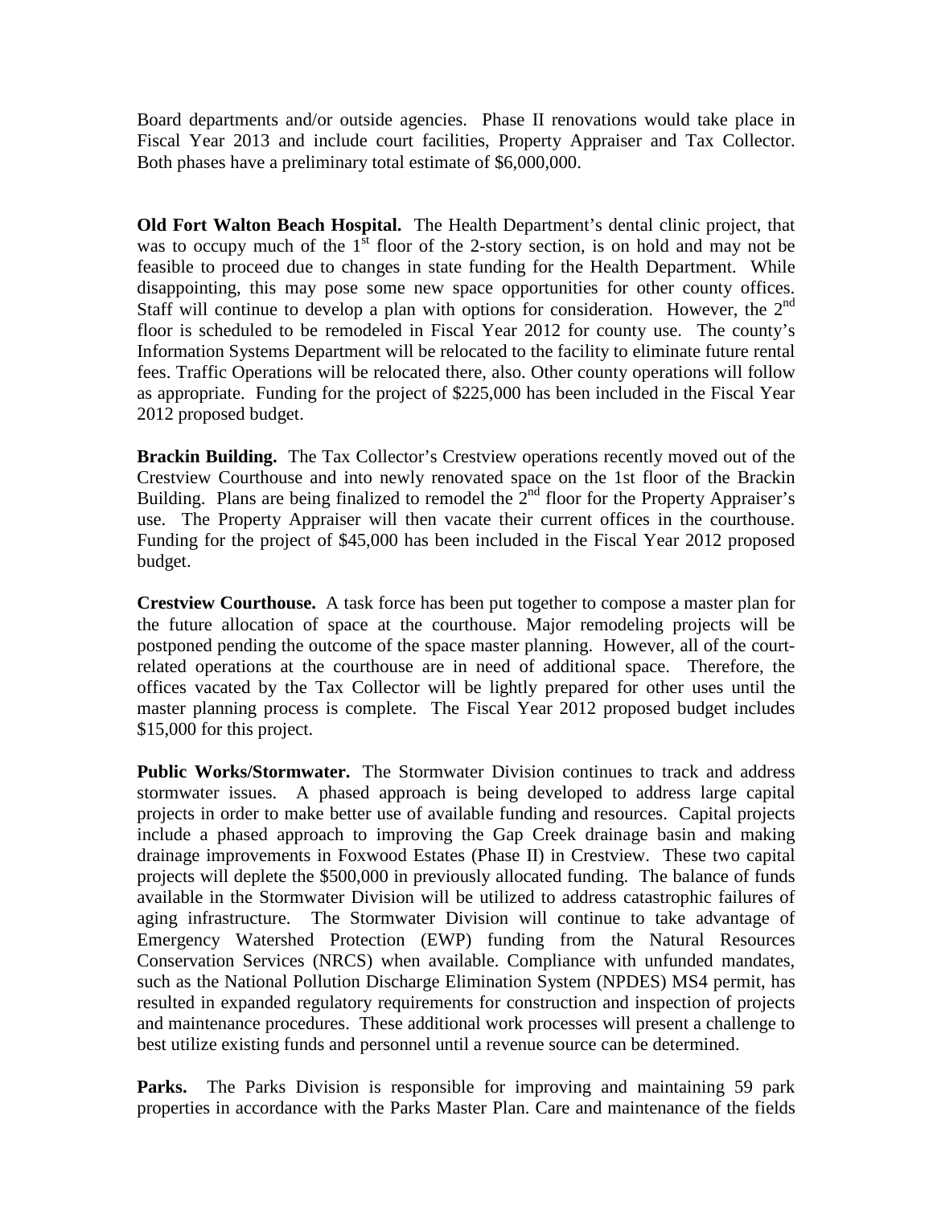Board departments and/or outside agencies. Phase II renovations would take place in Fiscal Year 2013 and include court facilities, Property Appraiser and Tax Collector. Both phases have a preliminary total estimate of $6,000,000.

**Old Fort Walton Beach Hospital.** The Health Department's dental clinic project, that was to occupy much of the 1st floor of the 2-story section, is on hold and may not be feasible to proceed due to changes in state funding for the Health Department. While disappointing, this may pose some new space opportunities for other county offices. Staff will continue to develop a plan with options for consideration. However, the 2nd floor is scheduled to be remodeled in Fiscal Year 2012 for county use. The county's Information Systems Department will be relocated to the facility to eliminate future rental fees. Traffic Operations will be relocated there, also. Other county operations will follow as appropriate. Funding for the project of $225,000 has been included in the Fiscal Year 2012 proposed budget.

**Brackin Building.** The Tax Collector's Crestview operations recently moved out of the Crestview Courthouse and into newly renovated space on the 1st floor of the Brackin Building. Plans are being finalized to remodel the 2nd floor for the Property Appraiser's use. The Property Appraiser will then vacate their current offices in the courthouse. Funding for the project of $45,000 has been included in the Fiscal Year 2012 proposed budget.

**Crestview Courthouse.** A task force has been put together to compose a master plan for the future allocation of space at the courthouse. Major remodeling projects will be postponed pending the outcome of the space master planning. However, all of the court-related operations at the courthouse are in need of additional space. Therefore, the offices vacated by the Tax Collector will be lightly prepared for other uses until the master planning process is complete. The Fiscal Year 2012 proposed budget includes $15,000 for this project.

**Public Works/Stormwater.** The Stormwater Division continues to track and address stormwater issues. A phased approach is being developed to address large capital projects in order to make better use of available funding and resources. Capital projects include a phased approach to improving the Gap Creek drainage basin and making drainage improvements in Foxwood Estates (Phase II) in Crestview. These two capital projects will deplete the $500,000 in previously allocated funding. The balance of funds available in the Stormwater Division will be utilized to address catastrophic failures of aging infrastructure. The Stormwater Division will continue to take advantage of Emergency Watershed Protection (EWP) funding from the Natural Resources Conservation Services (NRCS) when available. Compliance with unfunded mandates, such as the National Pollution Discharge Elimination System (NPDES) MS4 permit, has resulted in expanded regulatory requirements for construction and inspection of projects and maintenance procedures. These additional work processes will present a challenge to best utilize existing funds and personnel until a revenue source can be determined.

**Parks.** The Parks Division is responsible for improving and maintaining 59 park properties in accordance with the Parks Master Plan. Care and maintenance of the fields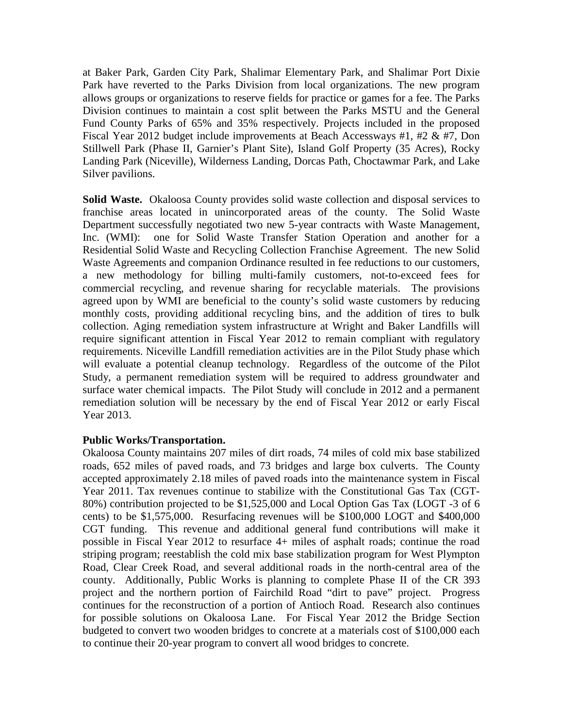at Baker Park, Garden City Park, Shalimar Elementary Park, and Shalimar Port Dixie Park have reverted to the Parks Division from local organizations. The new program allows groups or organizations to reserve fields for practice or games for a fee. The Parks Division continues to maintain a cost split between the Parks MSTU and the General Fund County Parks of 65% and 35% respectively. Projects included in the proposed Fiscal Year 2012 budget include improvements at Beach Accessways #1, #2 & #7, Don Stillwell Park (Phase II, Garnier's Plant Site), Island Golf Property (35 Acres), Rocky Landing Park (Niceville), Wilderness Landing, Dorcas Path, Choctawmar Park, and Lake Silver pavilions.

**Solid Waste.** Okaloosa County provides solid waste collection and disposal services to franchise areas located in unincorporated areas of the county. The Solid Waste Department successfully negotiated two new 5-year contracts with Waste Management, Inc. (WMI): one for Solid Waste Transfer Station Operation and another for a Residential Solid Waste and Recycling Collection Franchise Agreement. The new Solid Waste Agreements and companion Ordinance resulted in fee reductions to our customers, a new methodology for billing multi-family customers, not-to-exceed fees for commercial recycling, and revenue sharing for recyclable materials. The provisions agreed upon by WMI are beneficial to the county's solid waste customers by reducing monthly costs, providing additional recycling bins, and the addition of tires to bulk collection. Aging remediation system infrastructure at Wright and Baker Landfills will require significant attention in Fiscal Year 2012 to remain compliant with regulatory requirements. Niceville Landfill remediation activities are in the Pilot Study phase which will evaluate a potential cleanup technology. Regardless of the outcome of the Pilot Study, a permanent remediation system will be required to address groundwater and surface water chemical impacts. The Pilot Study will conclude in 2012 and a permanent remediation solution will be necessary by the end of Fiscal Year 2012 or early Fiscal Year 2013.

**Public Works/Transportation.**

Okaloosa County maintains 207 miles of dirt roads, 74 miles of cold mix base stabilized roads, 652 miles of paved roads, and 73 bridges and large box culverts. The County accepted approximately 2.18 miles of paved roads into the maintenance system in Fiscal Year 2011. Tax revenues continue to stabilize with the Constitutional Gas Tax (CGT-80%) contribution projected to be $1,525,000 and Local Option Gas Tax (LOGT -3 of 6 cents) to be $1,575,000. Resurfacing revenues will be $100,000 LOGT and $400,000 CGT funding. This revenue and additional general fund contributions will make it possible in Fiscal Year 2012 to resurface 4+ miles of asphalt roads; continue the road striping program; reestablish the cold mix base stabilization program for West Plympton Road, Clear Creek Road, and several additional roads in the north-central area of the county. Additionally, Public Works is planning to complete Phase II of the CR 393 project and the northern portion of Fairchild Road "dirt to pave" project. Progress continues for the reconstruction of a portion of Antioch Road. Research also continues for possible solutions on Okaloosa Lane. For Fiscal Year 2012 the Bridge Section budgeted to convert two wooden bridges to concrete at a materials cost of $100,000 each to continue their 20-year program to convert all wood bridges to concrete.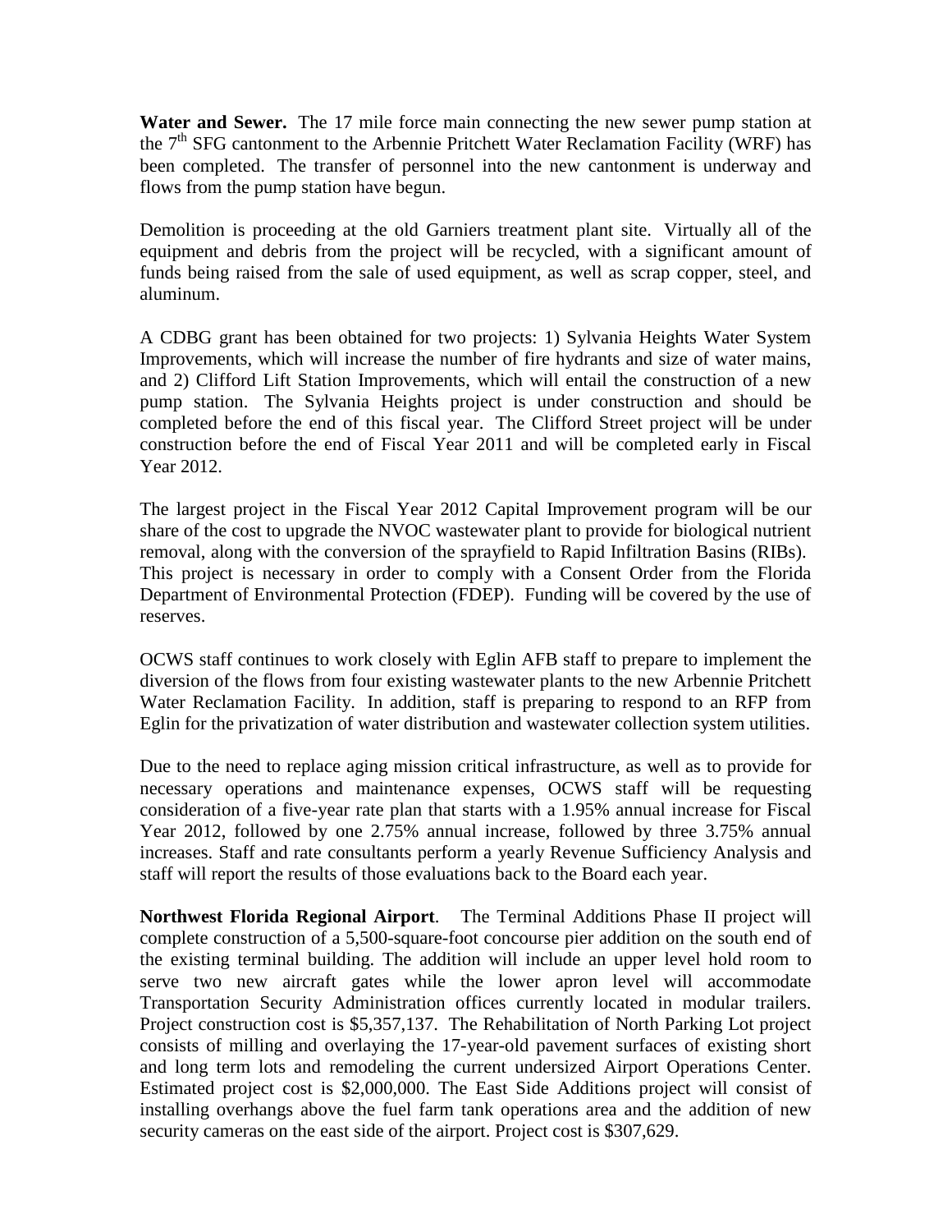**Water and Sewer.** The 17 mile force main connecting the new sewer pump station at the 7th SFG cantonment to the Arbennie Pritchett Water Reclamation Facility (WRF) has been completed. The transfer of personnel into the new cantonment is underway and flows from the pump station have begun.

Demolition is proceeding at the old Garniers treatment plant site. Virtually all of the equipment and debris from the project will be recycled, with a significant amount of funds being raised from the sale of used equipment, as well as scrap copper, steel, and aluminum.

A CDBG grant has been obtained for two projects: 1) Sylvania Heights Water System Improvements, which will increase the number of fire hydrants and size of water mains, and 2) Clifford Lift Station Improvements, which will entail the construction of a new pump station. The Sylvania Heights project is under construction and should be completed before the end of this fiscal year. The Clifford Street project will be under construction before the end of Fiscal Year 2011 and will be completed early in Fiscal Year 2012.

The largest project in the Fiscal Year 2012 Capital Improvement program will be our share of the cost to upgrade the NVOC wastewater plant to provide for biological nutrient removal, along with the conversion of the sprayfield to Rapid Infiltration Basins (RIBs). This project is necessary in order to comply with a Consent Order from the Florida Department of Environmental Protection (FDEP). Funding will be covered by the use of reserves.

OCWS staff continues to work closely with Eglin AFB staff to prepare to implement the diversion of the flows from four existing wastewater plants to the new Arbennie Pritchett Water Reclamation Facility. In addition, staff is preparing to respond to an RFP from Eglin for the privatization of water distribution and wastewater collection system utilities.

Due to the need to replace aging mission critical infrastructure, as well as to provide for necessary operations and maintenance expenses, OCWS staff will be requesting consideration of a five-year rate plan that starts with a 1.95% annual increase for Fiscal Year 2012, followed by one 2.75% annual increase, followed by three 3.75% annual increases. Staff and rate consultants perform a yearly Revenue Sufficiency Analysis and staff will report the results of those evaluations back to the Board each year.

**Northwest Florida Regional Airport**. The Terminal Additions Phase II project will complete construction of a 5,500-square-foot concourse pier addition on the south end of the existing terminal building. The addition will include an upper level hold room to serve two new aircraft gates while the lower apron level will accommodate Transportation Security Administration offices currently located in modular trailers. Project construction cost is $5,357,137. The Rehabilitation of North Parking Lot project consists of milling and overlaying the 17-year-old pavement surfaces of existing short and long term lots and remodeling the current undersized Airport Operations Center. Estimated project cost is $2,000,000. The East Side Additions project will consist of installing overhangs above the fuel farm tank operations area and the addition of new security cameras on the east side of the airport. Project cost is $307,629.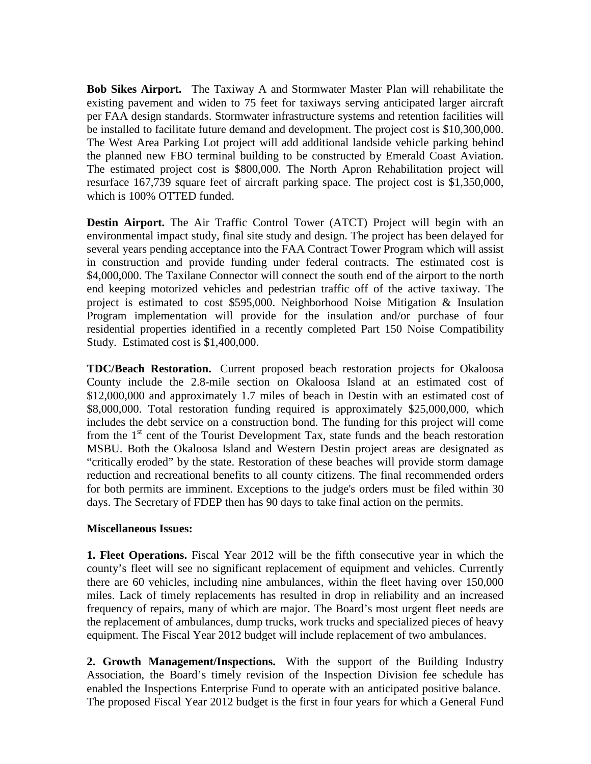**Bob Sikes Airport.** The Taxiway A and Stormwater Master Plan will rehabilitate the existing pavement and widen to 75 feet for taxiways serving anticipated larger aircraft per FAA design standards. Stormwater infrastructure systems and retention facilities will be installed to facilitate future demand and development. The project cost is $10,300,000. The West Area Parking Lot project will add additional landside vehicle parking behind the planned new FBO terminal building to be constructed by Emerald Coast Aviation. The estimated project cost is $800,000. The North Apron Rehabilitation project will resurface 167,739 square feet of aircraft parking space. The project cost is $1,350,000, which is 100% OTTED funded.

**Destin Airport.** The Air Traffic Control Tower (ATCT) Project will begin with an environmental impact study, final site study and design. The project has been delayed for several years pending acceptance into the FAA Contract Tower Program which will assist in construction and provide funding under federal contracts. The estimated cost is $4,000,000. The Taxilane Connector will connect the south end of the airport to the north end keeping motorized vehicles and pedestrian traffic off of the active taxiway. The project is estimated to cost $595,000. Neighborhood Noise Mitigation & Insulation Program implementation will provide for the insulation and/or purchase of four residential properties identified in a recently completed Part 150 Noise Compatibility Study. Estimated cost is $1,400,000.

**TDC/Beach Restoration.** Current proposed beach restoration projects for Okaloosa County include the 2.8-mile section on Okaloosa Island at an estimated cost of $12,000,000 and approximately 1.7 miles of beach in Destin with an estimated cost of $8,000,000. Total restoration funding required is approximately $25,000,000, which includes the debt service on a construction bond. The funding for this project will come from the 1st cent of the Tourist Development Tax, state funds and the beach restoration MSBU. Both the Okaloosa Island and Western Destin project areas are designated as "critically eroded" by the state. Restoration of these beaches will provide storm damage reduction and recreational benefits to all county citizens. The final recommended orders for both permits are imminent. Exceptions to the judge's orders must be filed within 30 days. The Secretary of FDEP then has 90 days to take final action on the permits.

**Miscellaneous Issues:**

**1. Fleet Operations.** Fiscal Year 2012 will be the fifth consecutive year in which the county's fleet will see no significant replacement of equipment and vehicles. Currently there are 60 vehicles, including nine ambulances, within the fleet having over 150,000 miles. Lack of timely replacements has resulted in drop in reliability and an increased frequency of repairs, many of which are major. The Board's most urgent fleet needs are the replacement of ambulances, dump trucks, work trucks and specialized pieces of heavy equipment. The Fiscal Year 2012 budget will include replacement of two ambulances.

**2. Growth Management/Inspections.** With the support of the Building Industry Association, the Board's timely revision of the Inspection Division fee schedule has enabled the Inspections Enterprise Fund to operate with an anticipated positive balance. The proposed Fiscal Year 2012 budget is the first in four years for which a General Fund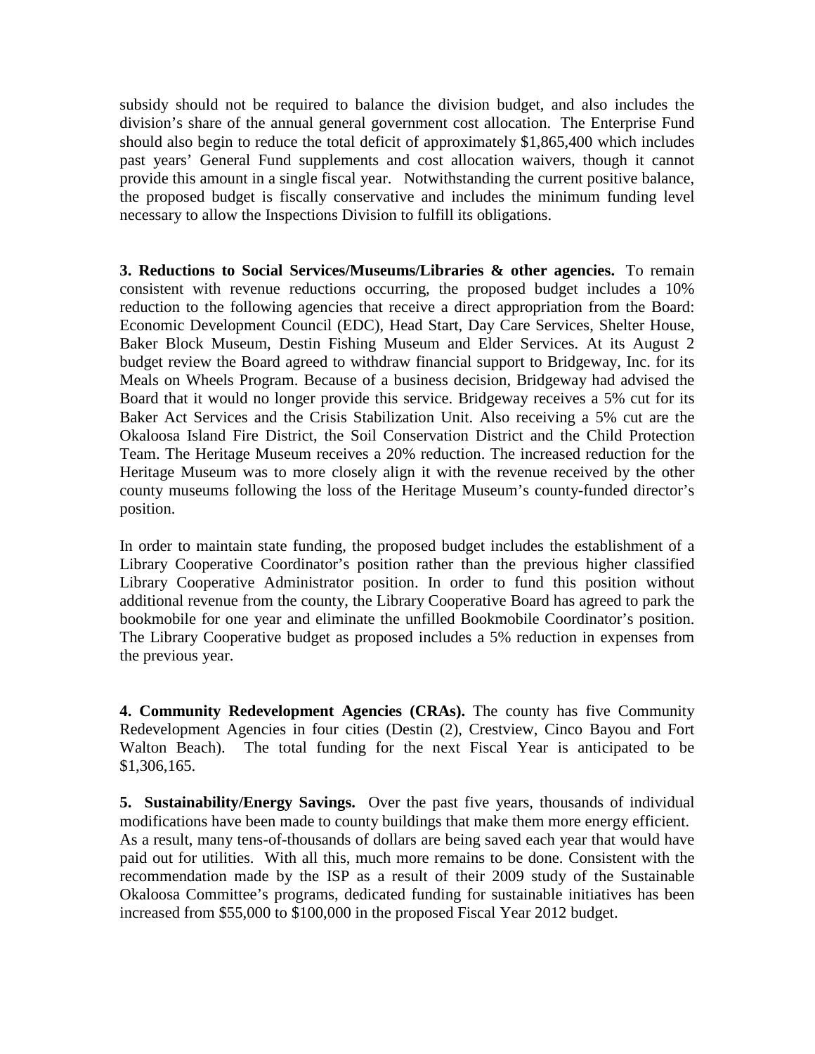subsidy should not be required to balance the division budget, and also includes the division's share of the annual general government cost allocation. The Enterprise Fund should also begin to reduce the total deficit of approximately $1,865,400 which includes past years' General Fund supplements and cost allocation waivers, though it cannot provide this amount in a single fiscal year. Notwithstanding the current positive balance, the proposed budget is fiscally conservative and includes the minimum funding level necessary to allow the Inspections Division to fulfill its obligations.

**3. Reductions to Social Services/Museums/Libraries & other agencies.** To remain consistent with revenue reductions occurring, the proposed budget includes a 10% reduction to the following agencies that receive a direct appropriation from the Board: Economic Development Council (EDC), Head Start, Day Care Services, Shelter House, Baker Block Museum, Destin Fishing Museum and Elder Services. At its August 2 budget review the Board agreed to withdraw financial support to Bridgeway, Inc. for its Meals on Wheels Program. Because of a business decision, Bridgeway had advised the Board that it would no longer provide this service. Bridgeway receives a 5% cut for its Baker Act Services and the Crisis Stabilization Unit. Also receiving a 5% cut are the Okaloosa Island Fire District, the Soil Conservation District and the Child Protection Team. The Heritage Museum receives a 20% reduction. The increased reduction for the Heritage Museum was to more closely align it with the revenue received by the other county museums following the loss of the Heritage Museum's county-funded director's position.

In order to maintain state funding, the proposed budget includes the establishment of a Library Cooperative Coordinator's position rather than the previous higher classified Library Cooperative Administrator position. In order to fund this position without additional revenue from the county, the Library Cooperative Board has agreed to park the bookmobile for one year and eliminate the unfilled Bookmobile Coordinator's position. The Library Cooperative budget as proposed includes a 5% reduction in expenses from the previous year.

**4. Community Redevelopment Agencies (CRAs).** The county has five Community Redevelopment Agencies in four cities (Destin (2), Crestview, Cinco Bayou and Fort Walton Beach). The total funding for the next Fiscal Year is anticipated to be $1,306,165.

**5. Sustainability/Energy Savings.** Over the past five years, thousands of individual modifications have been made to county buildings that make them more energy efficient. As a result, many tens-of-thousands of dollars are being saved each year that would have paid out for utilities. With all this, much more remains to be done. Consistent with the recommendation made by the ISP as a result of their 2009 study of the Sustainable Okaloosa Committee's programs, dedicated funding for sustainable initiatives has been increased from $55,000 to $100,000 in the proposed Fiscal Year 2012 budget.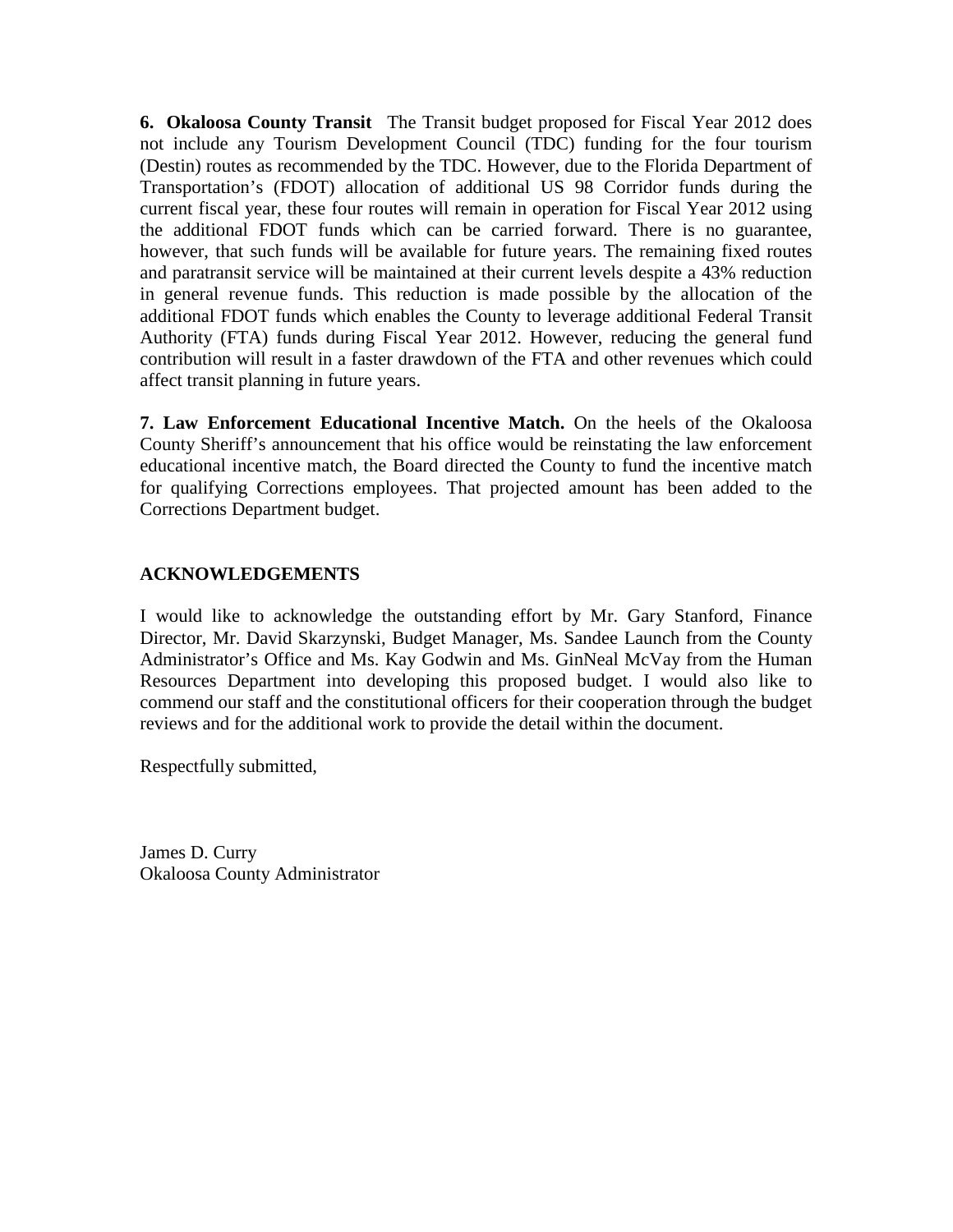**6. Okaloosa County Transit** The Transit budget proposed for Fiscal Year 2012 does not include any Tourism Development Council (TDC) funding for the four tourism (Destin) routes as recommended by the TDC. However, due to the Florida Department of Transportation's (FDOT) allocation of additional US 98 Corridor funds during the current fiscal year, these four routes will remain in operation for Fiscal Year 2012 using the additional FDOT funds which can be carried forward. There is no guarantee, however, that such funds will be available for future years. The remaining fixed routes and paratransit service will be maintained at their current levels despite a 43% reduction in general revenue funds. This reduction is made possible by the allocation of the additional FDOT funds which enables the County to leverage additional Federal Transit Authority (FTA) funds during Fiscal Year 2012. However, reducing the general fund contribution will result in a faster drawdown of the FTA and other revenues which could affect transit planning in future years.

**7. Law Enforcement Educational Incentive Match.** On the heels of the Okaloosa County Sheriff's announcement that his office would be reinstating the law enforcement educational incentive match, the Board directed the County to fund the incentive match for qualifying Corrections employees. That projected amount has been added to the Corrections Department budget.

**ACKNOWLEDGEMENTS**

I would like to acknowledge the outstanding effort by Mr. Gary Stanford, Finance Director, Mr. David Skarzynski, Budget Manager, Ms. Sandee Launch from the County Administrator's Office and Ms. Kay Godwin and Ms. GinNeal McVay from the Human Resources Department into developing this proposed budget. I would also like to commend our staff and the constitutional officers for their cooperation through the budget reviews and for the additional work to provide the detail within the document.

Respectfully submitted,

James D. Curry
Okaloosa County Administrator